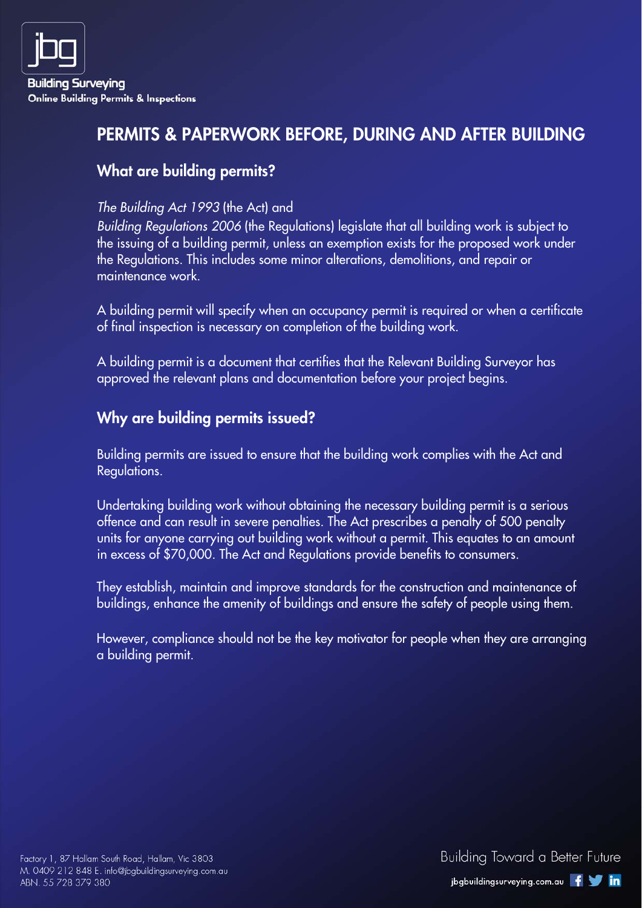**jbg**

**Building Surveying**
**Online Building Permits & Inspections**

# PERMITS & PAPERWORK BEFORE, DURING AND AFTER BUILDING

## What are building permits?

*The Building Act 1993* (the Act) and
*Building Regulations 2006* (the Regulations) legislate that all building work is subject to the issuing of a building permit, unless an exemption exists for the proposed work under the Regulations. This includes some minor alterations, demolitions, and repair or maintenance work.

A building permit will specify when an occupancy permit is required or when a certificate of final inspection is necessary on completion of the building work.

A building permit is a document that certifies that the Relevant Building Surveyor has approved the relevant plans and documentation before your project begins.

## Why are building permits issued?

Building permits are issued to ensure that the building work complies with the Act and Regulations.

Undertaking building work without obtaining the necessary building permit is a serious offence and can result in severe penalties. The Act prescribes a penalty of 500 penalty units for anyone carrying out building work without a permit. This equates to an amount in excess of $70,000. The Act and Regulations provide benefits to consumers.

They establish, maintain and improve standards for the construction and maintenance of buildings, enhance the amenity of buildings and ensure the safety of people using them.

However, compliance should not be the key motivator for people when they are arranging a building permit.

Factory 1, 87 Hallam South Road, Hallam, Vic 3803
M. 0409 212 848 E. info@jbgbuildingsurveying.com.au
ABN. 55 728 379 380

Building Toward a Better Future

jbgbuildingsurveying.com.au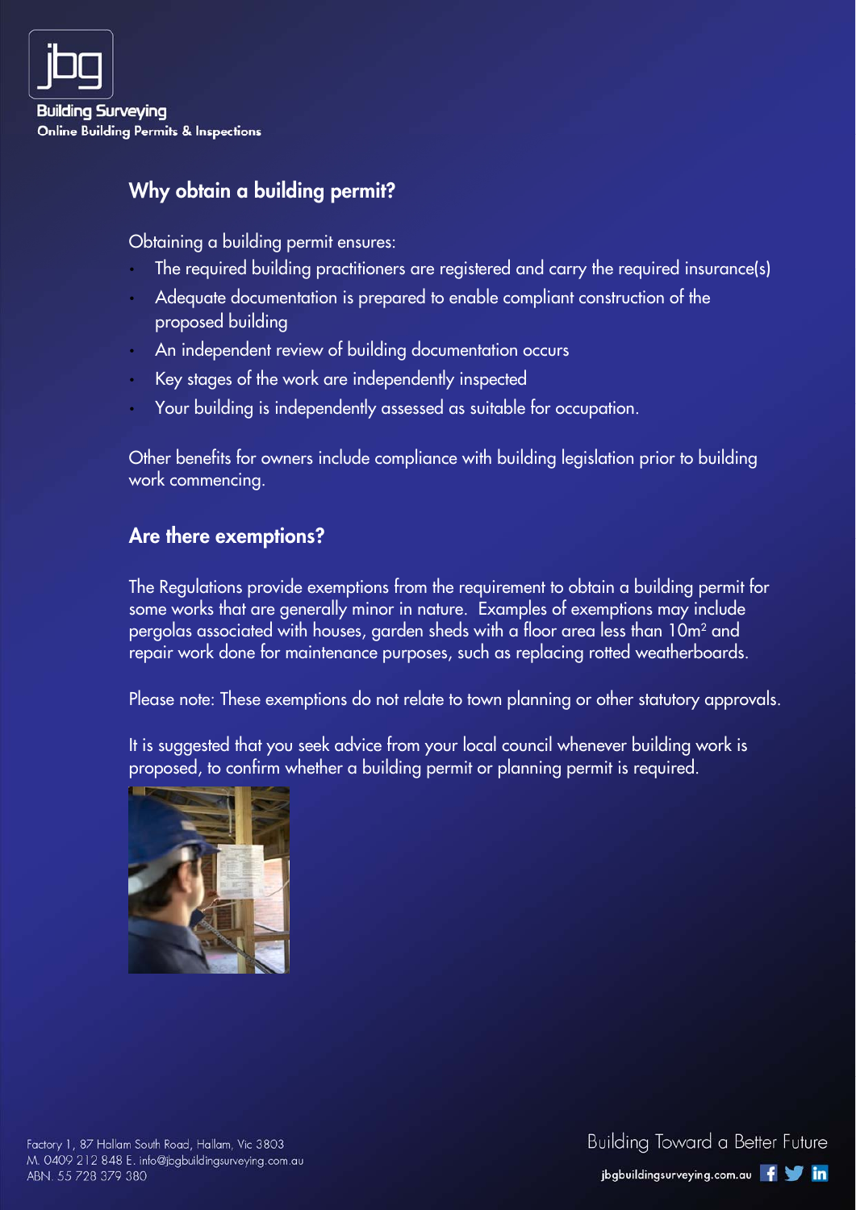## Why obtain a building permit?

Obtaining a building permit ensures:

- The required building practitioners are registered and carry the required insurance(s)
- Adequate documentation is prepared to enable compliant construction of the proposed building
- An independent review of building documentation occurs
- Key stages of the work are independently inspected
- Your building is independently assessed as suitable for occupation.

Other benefits for owners include compliance with building legislation prior to building work commencing.

## Are there exemptions?

The Regulations provide exemptions from the requirement to obtain a building permit for some works that are generally minor in nature. Examples of exemptions may include pergolas associated with houses, garden sheds with a floor area less than $10m^2$ and repair work done for maintenance purposes, such as replacing rotted weatherboards.

Please note: These exemptions do not relate to town planning or other statutory approvals.

It is suggested that you seek advice from your local council whenever building work is proposed, to confirm whether a building permit or planning permit is required.

Factory 1, 87 Hallam South Road, Hallam, Vic 3803
M. 0409 212 848 E. info@jbgbuildingsurveying.com.au
ABN. 55 728 379 380

Building Toward a Better Future
jbgbuildingsurveying.com.au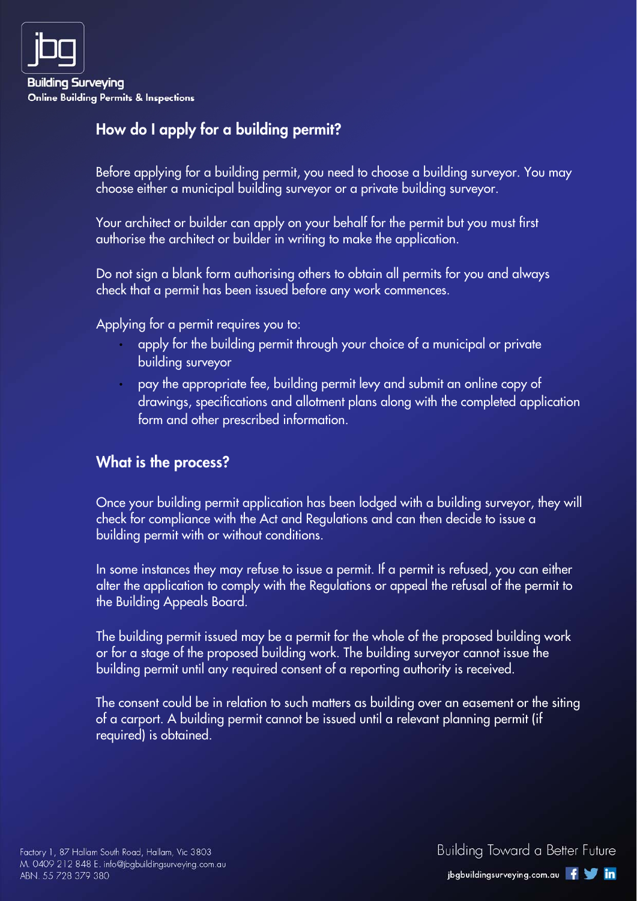## How do I apply for a building permit?

Before applying for a building permit, you need to choose a building surveyor. You may choose either a municipal building surveyor or a private building surveyor.

Your architect or builder can apply on your behalf for the permit but you must first authorise the architect or builder in writing to make the application.

Do not sign a blank form authorising others to obtain all permits for you and always check that a permit has been issued before any work commences.

Applying for a permit requires you to:

- apply for the building permit through your choice of a municipal or private building surveyor
- pay the appropriate fee, building permit levy and submit an online copy of drawings, specifications and allotment plans along with the completed application form and other prescribed information.

## What is the process?

Once your building permit application has been lodged with a building surveyor, they will check for compliance with the Act and Regulations and can then decide to issue a building permit with or without conditions.

In some instances they may refuse to issue a permit. If a permit is refused, you can either alter the application to comply with the Regulations or appeal the refusal of the permit to the Building Appeals Board.

The building permit issued may be a permit for the whole of the proposed building work or for a stage of the proposed building work. The building surveyor cannot issue the building permit until any required consent of a reporting authority is received.

The consent could be in relation to such matters as building over an easement or the siting of a carport. A building permit cannot be issued until a relevant planning permit (if required) is obtained.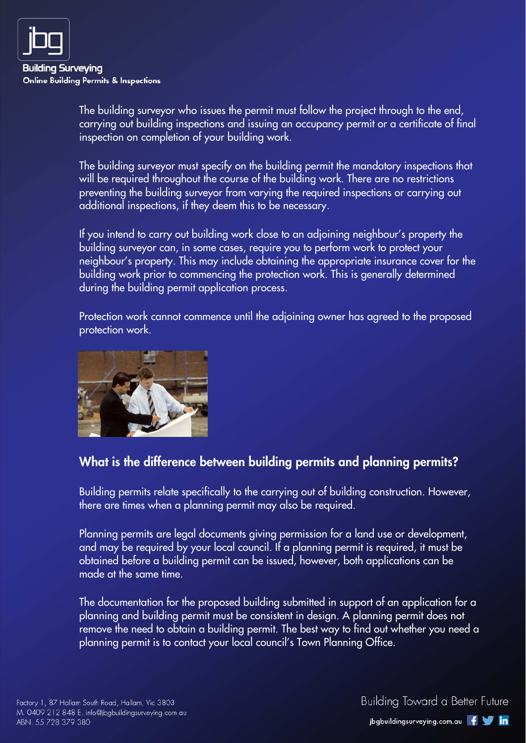The building surveyor who issues the permit must follow the project through to the end, carrying out building inspections and issuing an occupancy permit or a certificate of final inspection on completion of your building work.

The building surveyor must specify on the building permit the mandatory inspections that will be required throughout the course of the building work. There are no restrictions preventing the building surveyor from varying the required inspections or carrying out additional inspections, if they deem this to be necessary.

If you intend to carry out building work close to an adjoining neighbour's property the building surveyor can, in some cases, require you to perform work to protect your neighbour's property. This may include obtaining the appropriate insurance cover for the building work prior to commencing the protection work. This is generally determined during the building permit application process.

Protection work cannot commence until the adjoining owner has agreed to the proposed protection work.

## What is the difference between building permits and planning permits?

Building permits relate specifically to the carrying out of building construction. However, there are times when a planning permit may also be required.

Planning permits are legal documents giving permission for a land use or development, and may be required by your local council. If a planning permit is required, it must be obtained before a building permit can be issued, however, both applications can be made at the same time.

The documentation for the proposed building submitted in support of an application for a planning and building permit must be consistent in design. A planning permit does not remove the need to obtain a building permit. The best way to find out whether you need a planning permit is to contact your local council's Town Planning Office.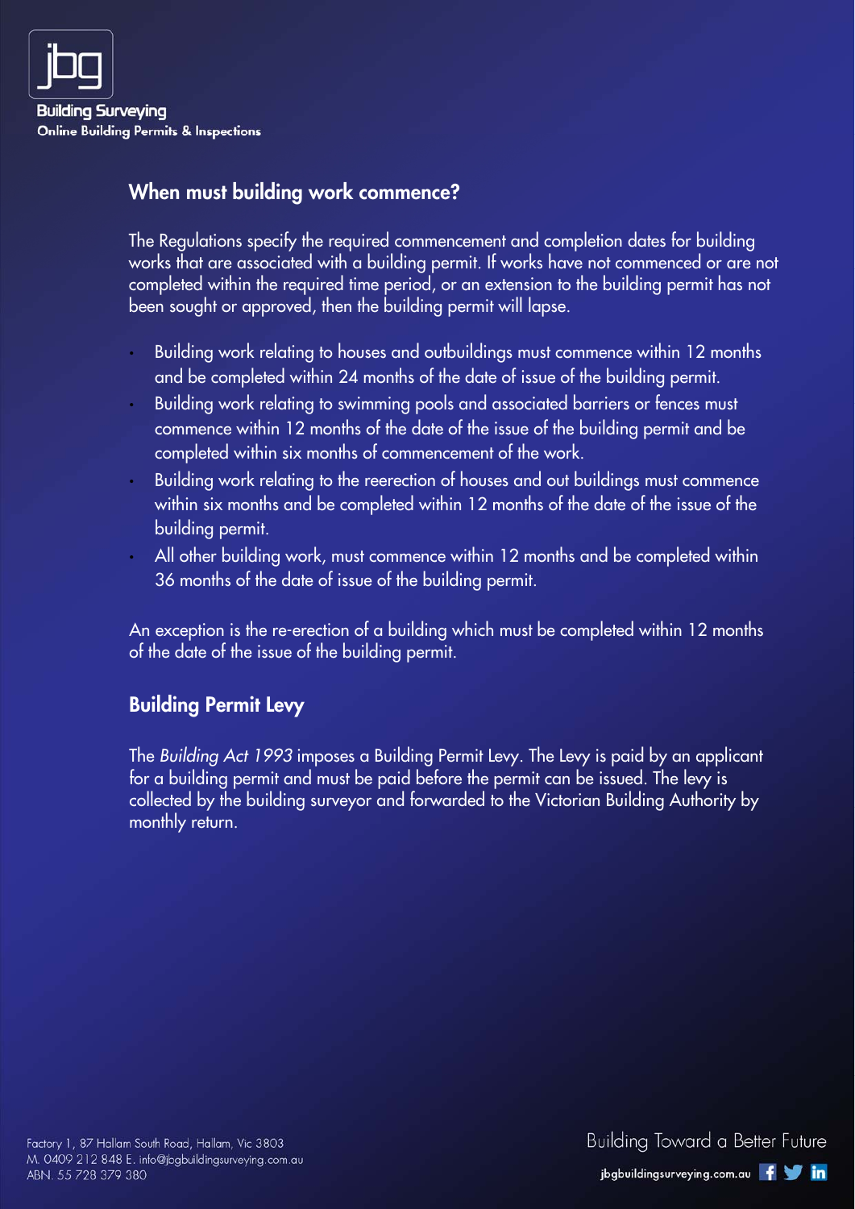## When must building work commence?

The Regulations specify the required commencement and completion dates for building works that are associated with a building permit. If works have not commenced or are not completed within the required time period, or an extension to the building permit has not been sought or approved, then the building permit will lapse.

- Building work relating to houses and outbuildings must commence within 12 months and be completed within 24 months of the date of issue of the building permit.
- Building work relating to swimming pools and associated barriers or fences must commence within 12 months of the date of the issue of the building permit and be completed within six months of commencement of the work.
- Building work relating to the reerection of houses and out buildings must commence within six months and be completed within 12 months of the date of the issue of the building permit.
- All other building work, must commence within 12 months and be completed within 36 months of the date of issue of the building permit.

An exception is the re-erection of a building which must be completed within 12 months of the date of the issue of the building permit.

## Building Permit Levy

The *Building Act 1993* imposes a Building Permit Levy. The Levy is paid by an applicant for a building permit and must be paid before the permit can be issued. The levy is collected by the building surveyor and forwarded to the Victorian Building Authority by monthly return.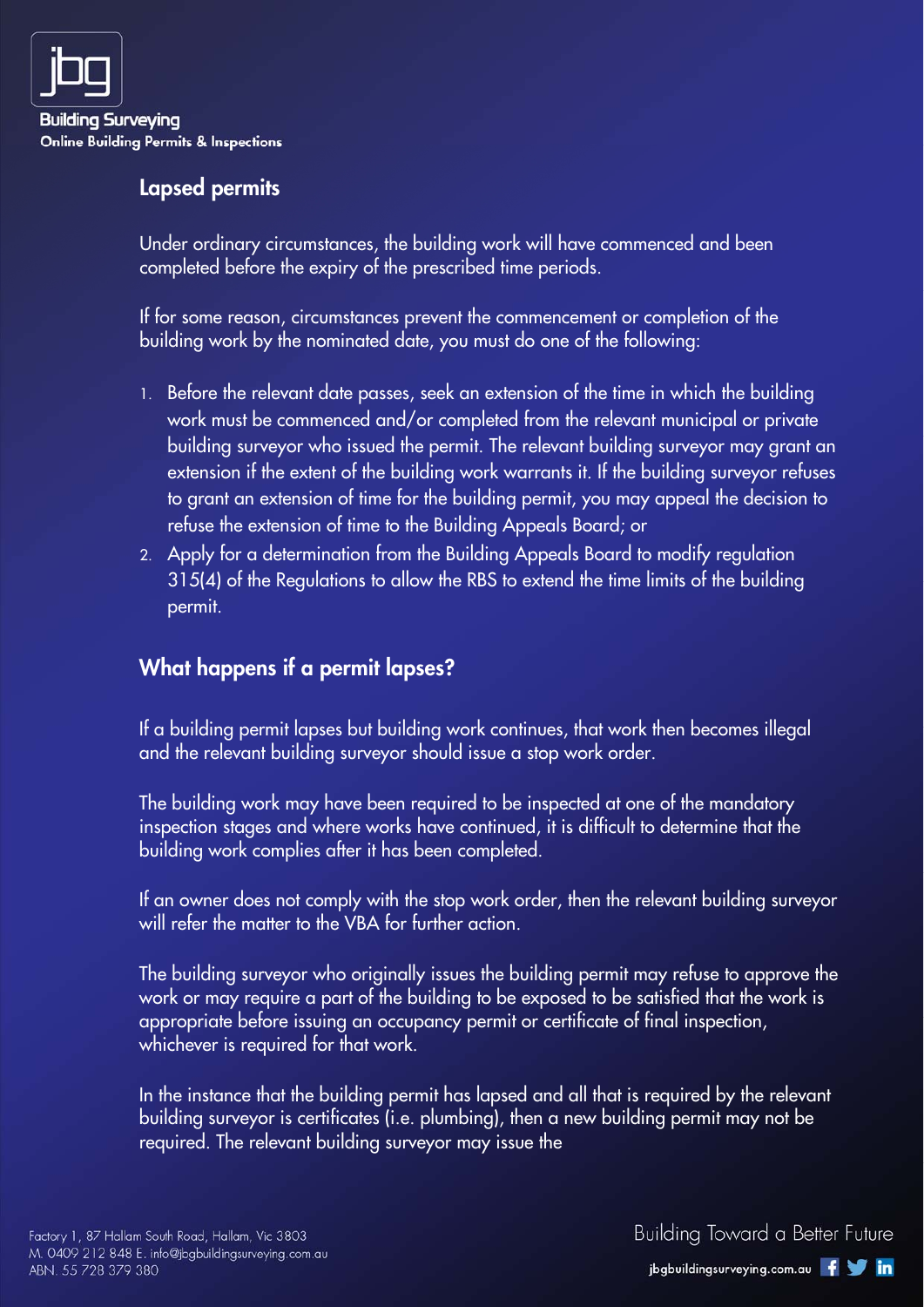## Lapsed permits

Under ordinary circumstances, the building work will have commenced and been completed before the expiry of the prescribed time periods.

If for some reason, circumstances prevent the commencement or completion of the building work by the nominated date, you must do one of the following:

1. Before the relevant date passes, seek an extension of the time in which the building work must be commenced and/or completed from the relevant municipal or private building surveyor who issued the permit. The relevant building surveyor may grant an extension if the extent of the building work warrants it. If the building surveyor refuses to grant an extension of time for the building permit, you may appeal the decision to refuse the extension of time to the Building Appeals Board; or
2. Apply for a determination from the Building Appeals Board to modify regulation 315(4) of the Regulations to allow the RBS to extend the time limits of the building permit.

## What happens if a permit lapses?

If a building permit lapses but building work continues, that work then becomes illegal and the relevant building surveyor should issue a stop work order.

The building work may have been required to be inspected at one of the mandatory inspection stages and where works have continued, it is difficult to determine that the building work complies after it has been completed.

If an owner does not comply with the stop work order, then the relevant building surveyor will refer the matter to the VBA for further action.

The building surveyor who originally issues the building permit may refuse to approve the work or may require a part of the building to be exposed to be satisfied that the work is appropriate before issuing an occupancy permit or certificate of final inspection, whichever is required for that work.

In the instance that the building permit has lapsed and all that is required by the relevant building surveyor is certificates (i.e. plumbing), then a new building permit may not be required. The relevant building surveyor may issue the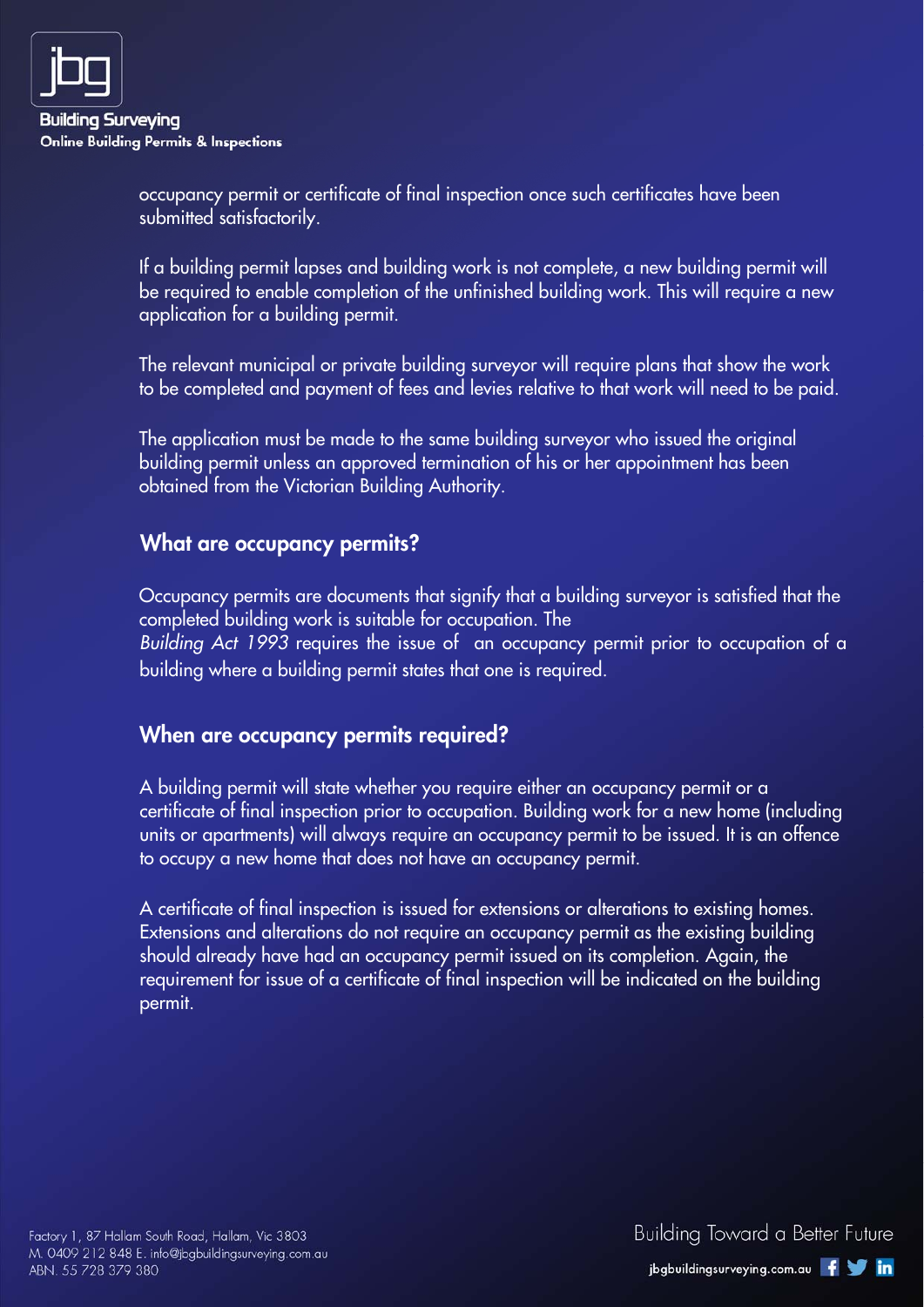occupancy permit or certificate of final inspection once such certificates have been submitted satisfactorily.

If a building permit lapses and building work is not complete, a new building permit will be required to enable completion of the unfinished building work. This will require a new application for a building permit.

The relevant municipal or private building surveyor will require plans that show the work to be completed and payment of fees and levies relative to that work will need to be paid.

The application must be made to the same building surveyor who issued the original building permit unless an approved termination of his or her appointment has been obtained from the Victorian Building Authority.

## What are occupancy permits?

Occupancy permits are documents that signify that a building surveyor is satisfied that the completed building work is suitable for occupation. The *Building Act 1993* requires the issue of an occupancy permit prior to occupation of a building where a building permit states that one is required.

## When are occupancy permits required?

A building permit will state whether you require either an occupancy permit or a certificate of final inspection prior to occupation. Building work for a new home (including units or apartments) will always require an occupancy permit to be issued. It is an offence to occupy a new home that does not have an occupancy permit.

A certificate of final inspection is issued for extensions or alterations to existing homes. Extensions and alterations do not require an occupancy permit as the existing building should already have had an occupancy permit issued on its completion. Again, the requirement for issue of a certificate of final inspection will be indicated on the building permit.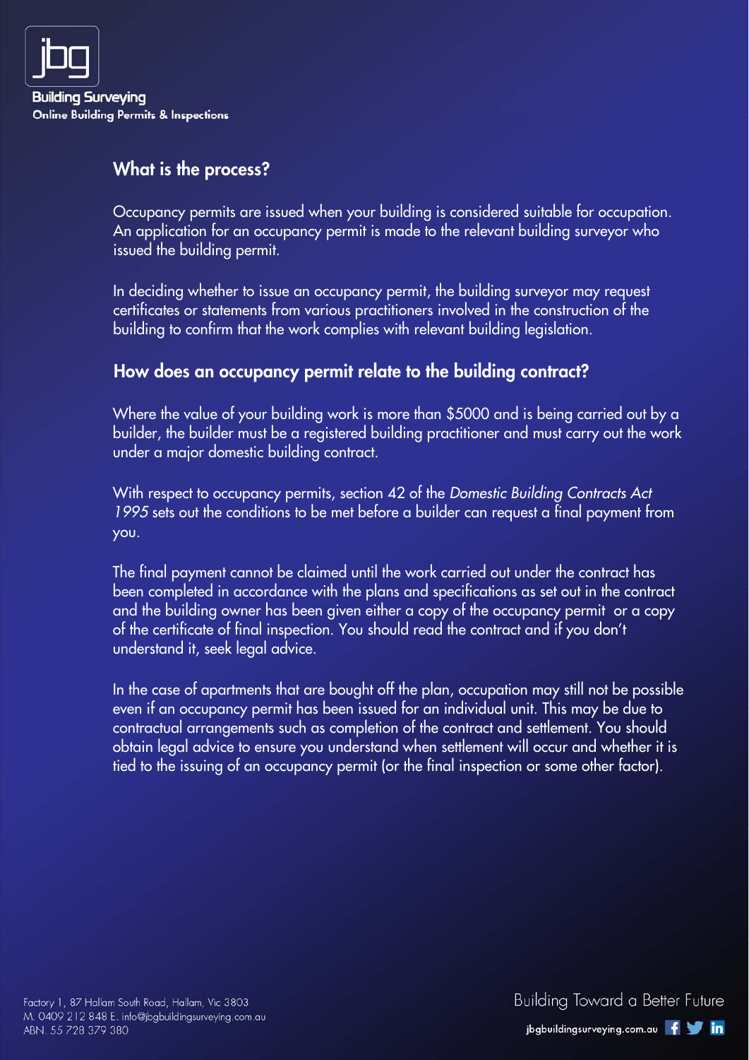## What is the process?

Occupancy permits are issued when your building is considered suitable for occupation. An application for an occupancy permit is made to the relevant building surveyor who issued the building permit.

In deciding whether to issue an occupancy permit, the building surveyor may request certificates or statements from various practitioners involved in the construction of the building to confirm that the work complies with relevant building legislation.

## How does an occupancy permit relate to the building contract?

Where the value of your building work is more than $5000 and is being carried out by a builder, the builder must be a registered building practitioner and must carry out the work under a major domestic building contract.

With respect to occupancy permits, section 42 of the *Domestic Building Contracts Act 1995* sets out the conditions to be met before a builder can request a final payment from you.

The final payment cannot be claimed until the work carried out under the contract has been completed in accordance with the plans and specifications as set out in the contract and the building owner has been given either a copy of the occupancy permit or a copy of the certificate of final inspection. You should read the contract and if you don't understand it, seek legal advice.

In the case of apartments that are bought off the plan, occupation may still not be possible even if an occupancy permit has been issued for an individual unit. This may be due to contractual arrangements such as completion of the contract and settlement. You should obtain legal advice to ensure you understand when settlement will occur and whether it is tied to the issuing of an occupancy permit (or the final inspection or some other factor).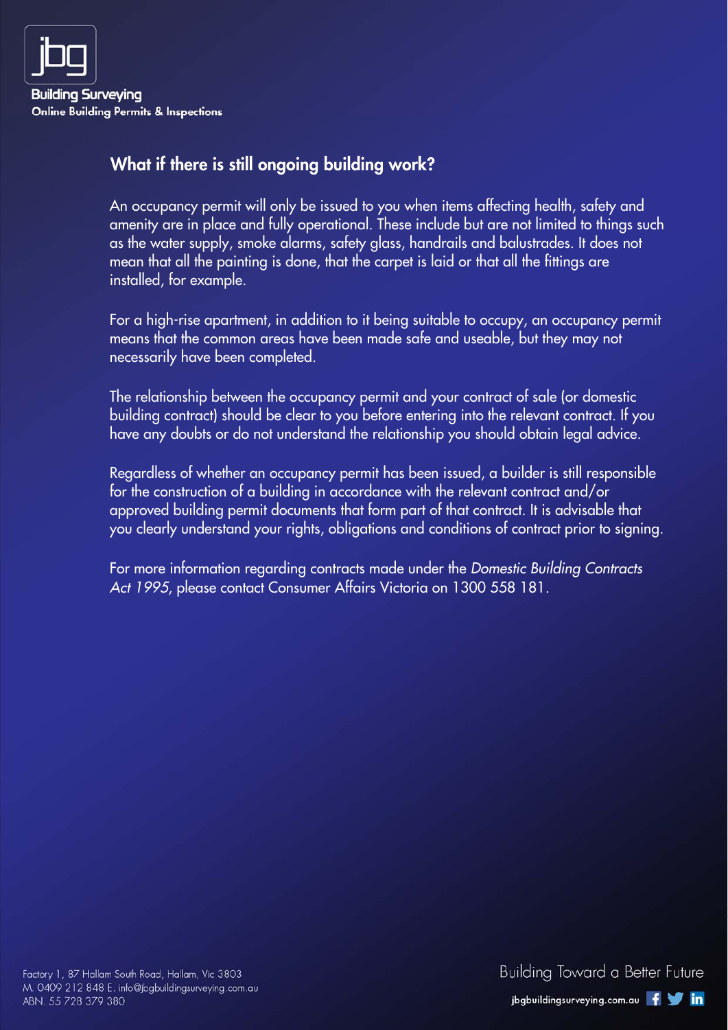## What if there is still ongoing building work?

An occupancy permit will only be issued to you when items affecting health, safety and amenity are in place and fully operational. These include but are not limited to things such as the water supply, smoke alarms, safety glass, handrails and balustrades. It does not mean that all the painting is done, that the carpet is laid or that all the fittings are installed, for example.

For a high-rise apartment, in addition to it being suitable to occupy, an occupancy permit means that the common areas have been made safe and useable, but they may not necessarily have been completed.

The relationship between the occupancy permit and your contract of sale (or domestic building contract) should be clear to you before entering into the relevant contract. If you have any doubts or do not understand the relationship you should obtain legal advice.

Regardless of whether an occupancy permit has been issued, a builder is still responsible for the construction of a building in accordance with the relevant contract and/or approved building permit documents that form part of that contract. It is advisable that you clearly understand your rights, obligations and conditions of contract prior to signing.

For more information regarding contracts made under the *Domestic Building Contracts Act 1995*, please contact Consumer Affairs Victoria on 1300 558 181.